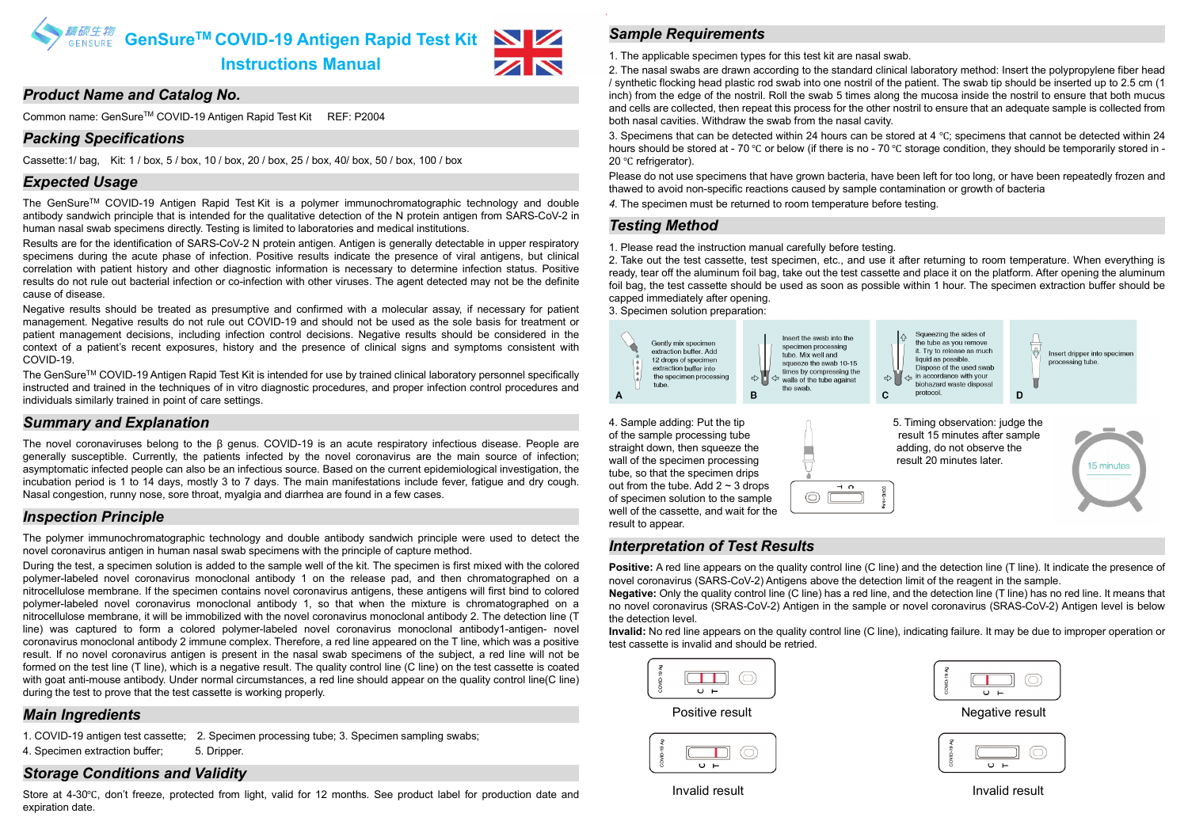# GenSure™ COVID-19 Antigen Rapid Test Kit Instructions Manual

## Product Name and Catalog No.

Common name: GenSure™ COVID-19 Antigen Rapid Test Kit    REF: P2004

## Packing Specifications

Cassette:1/ bag,   Kit: 1 / box, 5 / box, 10 / box, 20 / box, 25 / box, 40/ box, 50 / box, 100 / box

## Expected Usage

The GenSure™ COVID-19 Antigen Rapid Test Kit is a polymer immunochromatographic technology and double antibody sandwich principle that is intended for the qualitative detection of the N protein antigen from SARS-CoV-2 in human nasal swab specimens directly. Testing is limited to laboratories and medical institutions.

Results are for the identification of SARS-CoV-2 N protein antigen. Antigen is generally detectable in upper respiratory specimens during the acute phase of infection. Positive results indicate the presence of viral antigens, but clinical correlation with patient history and other diagnostic information is necessary to determine infection status. Positive results do not rule out bacterial infection or co-infection with other viruses. The agent detected may not be the definite cause of disease.

Negative results should be treated as presumptive and confirmed with a molecular assay, if necessary for patient management. Negative results do not rule out COVID-19 and should not be used as the sole basis for treatment or patient management decisions, including infection control decisions. Negative results should be considered in the context of a patient's recent exposures, history and the presence of clinical signs and symptoms consistent with COVID-19.

The GenSure™ COVID-19 Antigen Rapid Test Kit is intended for use by trained clinical laboratory personnel specifically instructed and trained in the techniques of in vitro diagnostic procedures, and proper infection control procedures and individuals similarly trained in point of care settings.

## Summary and Explanation

The novel coronaviruses belong to the β genus. COVID-19 is an acute respiratory infectious disease. People are generally susceptible. Currently, the patients infected by the novel coronavirus are the main source of infection; asymptomatic infected people can also be an infectious source. Based on the current epidemiological investigation, the incubation period is 1 to 14 days, mostly 3 to 7 days. The main manifestations include fever, fatigue and dry cough. Nasal congestion, runny nose, sore throat, myalgia and diarrhea are found in a few cases.

## Inspection Principle

The polymer immunochromatographic technology and double antibody sandwich principle were used to detect the novel coronavirus antigen in human nasal swab specimens with the principle of capture method.

During the test, a specimen solution is added to the sample well of the kit. The specimen is first mixed with the colored polymer-labeled novel coronavirus monoclonal antibody 1 on the release pad, and then chromatographed on a nitrocellulose membrane. If the specimen contains novel coronavirus antigens, these antigens will first bind to colored polymer-labeled novel coronavirus monoclonal antibody 1, so that when the mixture is chromatographed on a nitrocellulose membrane, it will be immobilized with the novel coronavirus monoclonal antibody 2. The detection line (T line) was captured to form a colored polymer-labeled novel coronavirus monoclonal antibody1-antigen- novel coronavirus monoclonal antibody 2 immune complex. Therefore, a red line appeared on the T line, which was a positive result. If no novel coronavirus antigen is present in the nasal swab specimens of the subject, a red line will not be formed on the test line (T line), which is a negative result. The quality control line (C line) on the test cassette is coated with goat anti-mouse antibody. Under normal circumstances, a red line should appear on the quality control line(C line) during the test to prove that the test cassette is working properly.

## Main Ingredients

1. COVID-19 antigen test cassette;   2. Specimen processing tube; 3. Specimen sampling swabs;
4. Specimen extraction buffer;   5. Dripper.

## Storage Conditions and Validity

Store at 4-30℃, don't freeze, protected from light, valid for 12 months. See product label for production date and expiration date.

## Sample Requirements

1. The applicable specimen types for this test kit are nasal swab.
2. The nasal swabs are drawn according to the standard clinical laboratory method: Insert the polypropylene fiber head / synthetic flocking head plastic rod swab into one nostril of the patient. The swab tip should be inserted up to 2.5 cm (1 inch) from the edge of the nostril. Roll the swab 5 times along the mucosa inside the nostril to ensure that both mucus and cells are collected, then repeat this process for the other nostril to ensure that an adequate sample is collected from both nasal cavities. Withdraw the swab from the nasal cavity.
3. Specimens that can be detected within 24 hours can be stored at 4 ℃; specimens that cannot be detected within 24 hours should be stored at - 70 ℃ or below (if there is no - 70 ℃ storage condition, they should be temporarily stored in - 20 ℃ refrigerator).

Please do not use specimens that have grown bacteria, have been left for too long, or have been repeatedly frozen and thawed to avoid non-specific reactions caused by sample contamination or growth of bacteria

4. The specimen must be returned to room temperature before testing.

## Testing Method

1. Please read the instruction manual carefully before testing.
2. Take out the test cassette, test specimen, etc., and use it after returning to room temperature. When everything is ready, tear off the aluminum foil bag, take out the test cassette and place it on the platform. After opening the aluminum foil bag, the test cassette should be used as soon as possible within 1 hour. The specimen extraction buffer should be capped immediately after opening.
3. Specimen solution preparation:

A: Gently mix specimen extraction buffer. Add 12 drops of specimen extraction buffer into the specimen processing tube.

B: Insert the swab into the specimen processing tube. Mix well and squeeze the swab 10-15 times by compressing the walls of the tube against the swab.

C: Squeezing the sides of the tube as you remove it. Try to release as much liquid as possible. Dispose of the used swab in accordance with your biohazard waste disposal protocol.

D: Insert dripper into specimen processing tube.

4. Sample adding: Put the tip of the sample processing tube straight down, then squeeze the wall of the specimen processing tube, so that the specimen drips out from the tube. Add 2 ~ 3 drops of specimen solution to the sample well of the cassette, and wait for the result to appear.

5. Timing observation: judge the result 15 minutes after sample adding, do not observe the result 20 minutes later.

15 minutes

## Interpretation of Test Results

**Positive:** A red line appears on the quality control line (C line) and the detection line (T line). It indicate the presence of novel coronavirus (SARS-CoV-2) Antigens above the detection limit of the reagent in the sample.

**Negative:** Only the quality control line (C line) has a red line, and the detection line (T line) has no red line. It means that no novel coronavirus (SRAS-CoV-2) Antigen in the sample or novel coronavirus (SRAS-CoV-2) Antigen level is below the detection level.

**Invalid:** No red line appears on the quality control line (C line), indicating failure. It may be due to improper operation or test cassette is invalid and should be retried.

Positive result

Negative result

Invalid result

Invalid result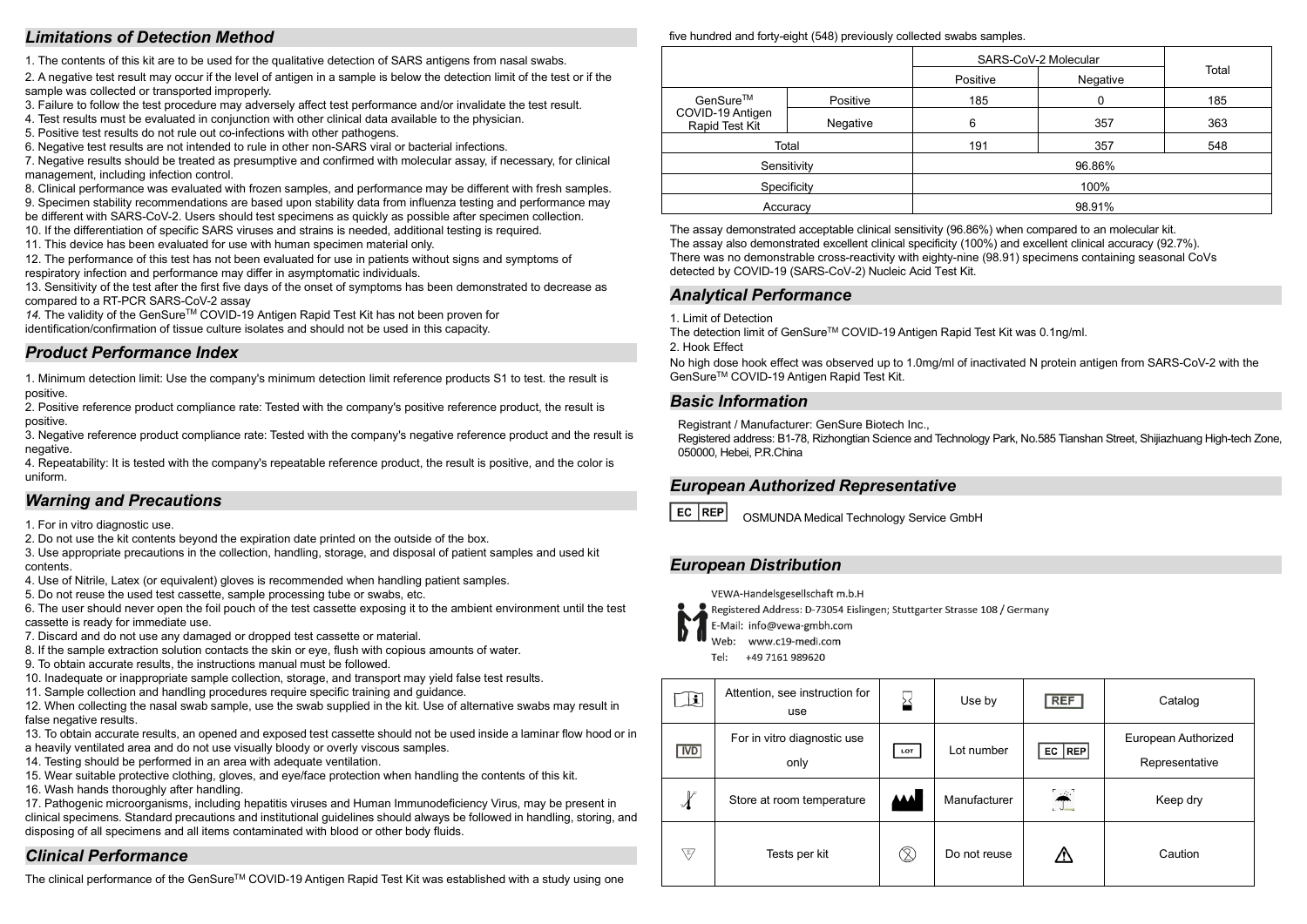## Limitations of Detection Method

1. The contents of this kit are to be used for the qualitative detection of SARS antigens from nasal swabs.
2. A negative test result may occur if the level of antigen in a sample is below the detection limit of the test or if the sample was collected or transported improperly.
3. Failure to follow the test procedure may adversely affect test performance and/or invalidate the test result.
4. Test results must be evaluated in conjunction with other clinical data available to the physician.
5. Positive test results do not rule out co-infections with other pathogens.
6. Negative test results are not intended to rule in other non-SARS viral or bacterial infections.
7. Negative results should be treated as presumptive and confirmed with molecular assay, if necessary, for clinical management, including infection control.
8. Clinical performance was evaluated with frozen samples, and performance may be different with fresh samples.
9. Specimen stability recommendations are based upon stability data from influenza testing and performance may be different with SARS-CoV-2. Users should test specimens as quickly as possible after specimen collection.
10. If the differentiation of specific SARS viruses and strains is needed, additional testing is required.
11. This device has been evaluated for use with human specimen material only.
12. The performance of this test has not been evaluated for use in patients without signs and symptoms of respiratory infection and performance may differ in asymptomatic individuals.
13. Sensitivity of the test after the first five days of the onset of symptoms has been demonstrated to decrease as compared to a RT-PCR SARS-CoV-2 assay
*14.* The validity of the GenSure™ COVID-19 Antigen Rapid Test Kit has not been proven for identification/confirmation of tissue culture isolates and should not be used in this capacity.

## Product Performance Index

1. Minimum detection limit: Use the company's minimum detection limit reference products S1 to test. the result is positive.
2. Positive reference product compliance rate: Tested with the company's positive reference product, the result is positive.
3. Negative reference product compliance rate: Tested with the company's negative reference product and the result is negative.
4. Repeatability: It is tested with the company's repeatable reference product, the result is positive, and the color is uniform.

## Warning and Precautions

1. For in vitro diagnostic use.
2. Do not use the kit contents beyond the expiration date printed on the outside of the box.
3. Use appropriate precautions in the collection, handling, storage, and disposal of patient samples and used kit contents.
4. Use of Nitrile, Latex (or equivalent) gloves is recommended when handling patient samples.
5. Do not reuse the used test cassette, sample processing tube or swabs, etc.
6. The user should never open the foil pouch of the test cassette exposing it to the ambient environment until the test cassette is ready for immediate use.
7. Discard and do not use any damaged or dropped test cassette or material.
8. If the sample extraction solution contacts the skin or eye, flush with copious amounts of water.
9. To obtain accurate results, the instructions manual must be followed.
10. Inadequate or inappropriate sample collection, storage, and transport may yield false test results.
11. Sample collection and handling procedures require specific training and guidance.
12. When collecting the nasal swab sample, use the swab supplied in the kit. Use of alternative swabs may result in false negative results.
13. To obtain accurate results, an opened and exposed test cassette should not be used inside a laminar flow hood or in a heavily ventilated area and do not use visually bloody or overly viscous samples.
14. Testing should be performed in an area with adequate ventilation.
15. Wear suitable protective clothing, gloves, and eye/face protection when handling the contents of this kit.
16. Wash hands thoroughly after handling.
17. Pathogenic microorganisms, including hepatitis viruses and Human Immunodeficiency Virus, may be present in clinical specimens. Standard precautions and institutional guidelines should always be followed in handling, storing, and disposing of all specimens and all items contaminated with blood or other body fluids.

## Clinical Performance

The clinical performance of the GenSure™ COVID-19 Antigen Rapid Test Kit was established with a study using one five hundred and forty-eight (548) previously collected swabs samples.

| | | SARS-CoV-2 Molecular | | Total |
|---|---|---|---|---|
| | | Positive | Negative | |
| GenSure™ COVID-19 Antigen Rapid Test Kit | Positive | 185 | 0 | 185 |
| | Negative | 6 | 357 | 363 |
| Total | | 191 | 357 | 548 |
| Sensitivity | | 96.86% | | |
| Specificity | | 100% | | |
| Accuracy | | 98.91% | | |

The assay demonstrated acceptable clinical sensitivity (96.86%) when compared to an molecular kit.
The assay also demonstrated excellent clinical specificity (100%) and excellent clinical accuracy (92.7%).
There was no demonstrable cross-reactivity with eighty-nine (98.91) specimens containing seasonal CoVs detected by COVID-19 (SARS-CoV-2) Nucleic Acid Test Kit.

## Analytical Performance

1. Limit of Detection
The detection limit of GenSure™ COVID-19 Antigen Rapid Test Kit was 0.1ng/ml.
2. Hook Effect
No high dose hook effect was observed up to 1.0mg/ml of inactivated N protein antigen from SARS-CoV-2 with the GenSure™ COVID-19 Antigen Rapid Test Kit.

## Basic Information

Registrant / Manufacturer: GenSure Biotech Inc.,
Registered address: B1-78, Rizhongtian Science and Technology Park, No.585 Tianshan Street, Shijiazhuang High-tech Zone, 050000, Hebei, P.R.China

## European Authorized Representative

EC REP OSMUNDA Medical Technology Service GmbH

## European Distribution

VEWA-Handelsgesellschaft m.b.H
Registered Address: D-73054 Eislingen; Stuttgarter Strasse 108 / Germany
E-Mail: info@vewa-gmbh.com
Web: www.c19-medi.com
Tel: +49 7161 989620

| | | | | | |
|---|---|---|---|---|---|
| | Attention, see instruction for use | | Use by | REF | Catalog |
| IVD | For in vitro diagnostic use only | LOT | Lot number | EC REP | European Authorized Representative |
| | Store at room temperature | | Manufacturer | | Keep dry |
| | Tests per kit | | Do not reuse | | Caution |